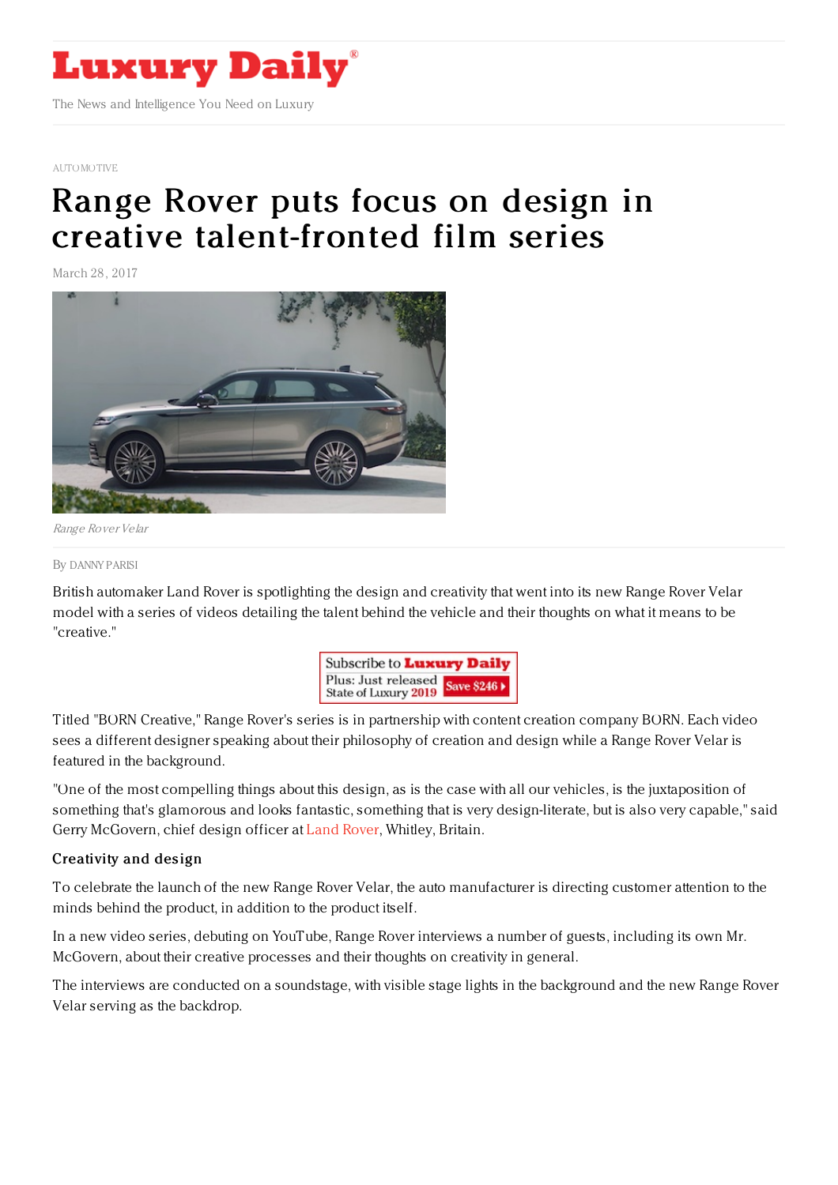AUTOMOTIVE

# Range Rover puts focus on design in creative talent-fronted film series

March 28, 2017

*Range Rover Velar*

By DANNY PARISI

British automaker Land Rover is spotlighting the design and creativity that went into its new Range Rover Velar model with a series of videos detailing the talent behind the vehicle and their thoughts on what it means to be "creative."

Titled "BORN Creative," Range Rover's series is in partnership with content creation company BORN. Each video sees a different designer speaking about their philosophy of creation and design while a Range Rover Velar is featured in the background.

"One of the most compelling things about this design, as is the case with all our vehicles, is the juxtaposition of something that's glamorous and looks fantastic, something that is very design-literate, but is also very capable," said Gerry McGovern, chief design officer at Land Rover, Whitley, Britain.

### Creativity and design

To celebrate the launch of the new Range Rover Velar, the auto manufacturer is directing customer attention to the minds behind the product, in addition to the product itself.

In a new video series, debuting on YouTube, Range Rover interviews a number of guests, including its own Mr. McGovern, about their creative processes and their thoughts on creativity in general.

The interviews are conducted on a soundstage, with visible stage lights in the background and the new Range Rover Velar serving as the backdrop.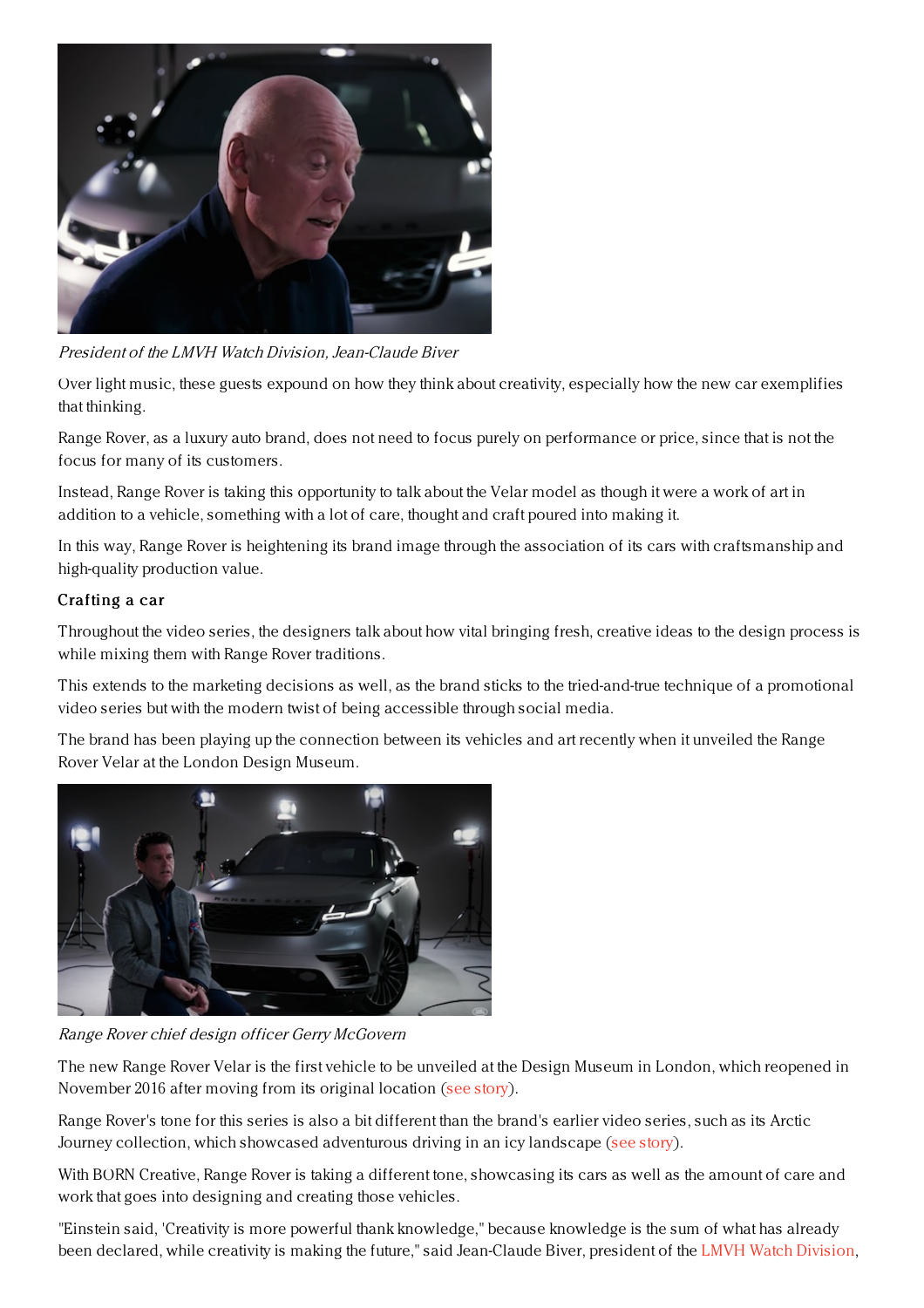*President of the LMVH Watch Division, Jean-Claude Biver*

Over light music, these guests expound on how they think about creativity, especially how the new car exemplifies that thinking.

Range Rover, as a luxury auto brand, does not need to focus purely on performance or price, since that is not the focus for many of its customers.

Instead, Range Rover is taking this opportunity to talk about the Velar model as though it were a work of art in addition to a vehicle, something with a lot of care, thought and craft poured into making it.

In this way, Range Rover is heightening its brand image through the association of its cars with craftsmanship and high-quality production value.

**Crafting a car**

Throughout the video series, the designers talk about how vital bringing fresh, creative ideas to the design process is while mixing them with Range Rover traditions.

This extends to the marketing decisions as well, as the brand sticks to the tried-and-true technique of a promotional video series but with the modern twist of being accessible through social media.

The brand has been playing up the connection between its vehicles and art recently when it unveiled the Range Rover Velar at the London Design Museum.

*Range Rover chief design officer Gerry McGovern*

The new Range Rover Velar is the first vehicle to be unveiled at the Design Museum in London, which reopened in November 2016 after moving from its original location (see story).

Range Rover's tone for this series is also a bit different than the brand's earlier video series, such as its Arctic Journey collection, which showcased adventurous driving in an icy landscape (see story).

With BORN Creative, Range Rover is taking a different tone, showcasing its cars as well as the amount of care and work that goes into designing and creating those vehicles.

"Einstein said, 'Creativity is more powerful thank knowledge,'' because knowledge is the sum of what has already been declared, while creativity is making the future," said Jean-Claude Biver, president of the LMVH Watch Division,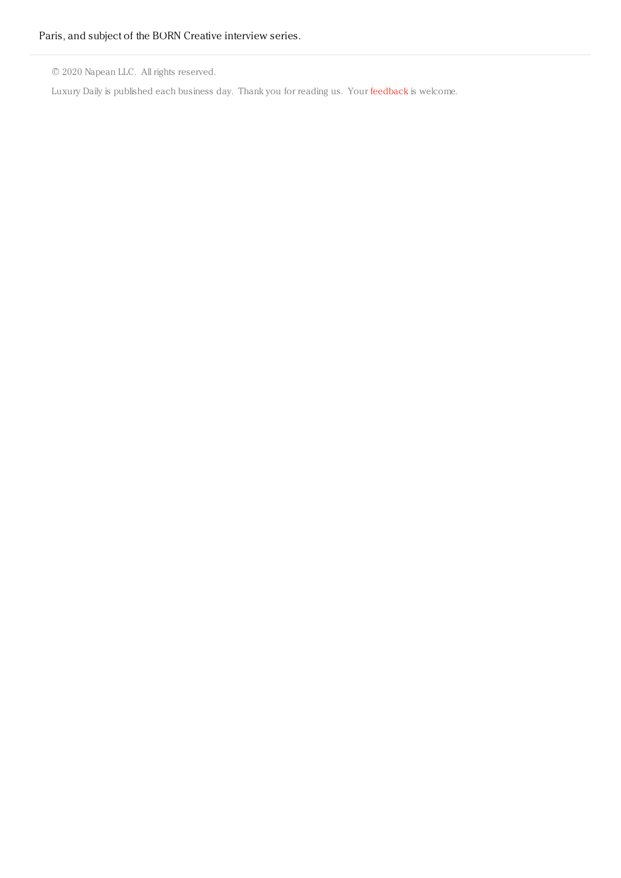Paris, and subject of the BORN Creative interview series.

---

© 2020 Napean LLC. All rights reserved.

Luxury Daily is published each business day. Thank you for reading us. Your feedback is welcome.